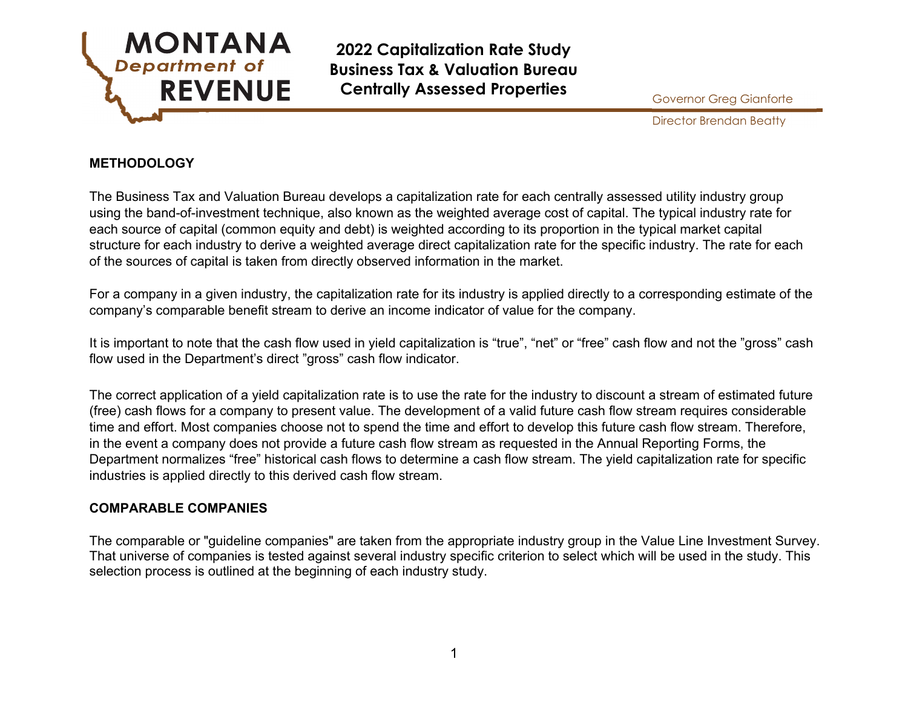# 2022 Capitalization Rate Study
## Business Tax & Valuation Bureau
## Centrally Assessed Properties

MONTANA Department of REVENUE

Governor Greg Gianforte

Director Brendan Beatty

**METHODOLOGY**

The Business Tax and Valuation Bureau develops a capitalization rate for each centrally assessed utility industry group using the band-of-investment technique, also known as the weighted average cost of capital. The typical industry rate for each source of capital (common equity and debt) is weighted according to its proportion in the typical market capital structure for each industry to derive a weighted average direct capitalization rate for the specific industry. The rate for each of the sources of capital is taken from directly observed information in the market.

For a company in a given industry, the capitalization rate for its industry is applied directly to a corresponding estimate of the company's comparable benefit stream to derive an income indicator of value for the company.

It is important to note that the cash flow used in yield capitalization is "true", "net" or "free" cash flow and not the "gross" cash flow used in the Department's direct "gross" cash flow indicator.

The correct application of a yield capitalization rate is to use the rate for the industry to discount a stream of estimated future (free) cash flows for a company to present value. The development of a valid future cash flow stream requires considerable time and effort. Most companies choose not to spend the time and effort to develop this future cash flow stream. Therefore, in the event a company does not provide a future cash flow stream as requested in the Annual Reporting Forms, the Department normalizes "free" historical cash flows to determine a cash flow stream. The yield capitalization rate for specific industries is applied directly to this derived cash flow stream.

**COMPARABLE COMPANIES**

The comparable or "guideline companies" are taken from the appropriate industry group in the Value Line Investment Survey. That universe of companies is tested against several industry specific criterion to select which will be used in the study. This selection process is outlined at the beginning of each industry study.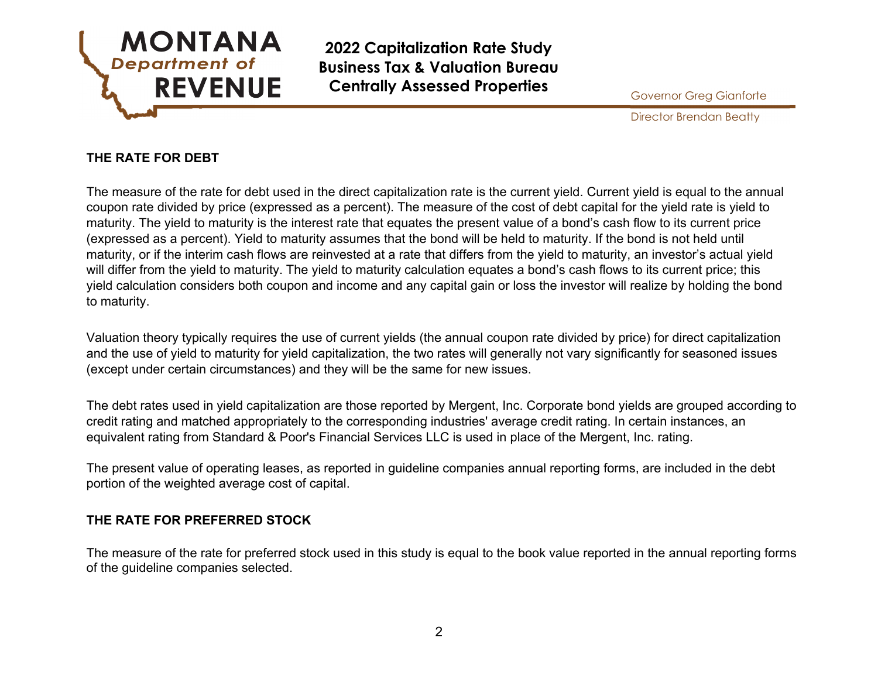## THE RATE FOR DEBT

The measure of the rate for debt used in the direct capitalization rate is the current yield. Current yield is equal to the annual coupon rate divided by price (expressed as a percent). The measure of the cost of debt capital for the yield rate is yield to maturity. The yield to maturity is the interest rate that equates the present value of a bond's cash flow to its current price (expressed as a percent). Yield to maturity assumes that the bond will be held to maturity. If the bond is not held until maturity, or if the interim cash flows are reinvested at a rate that differs from the yield to maturity, an investor's actual yield will differ from the yield to maturity. The yield to maturity calculation equates a bond's cash flows to its current price; this yield calculation considers both coupon and income and any capital gain or loss the investor will realize by holding the bond to maturity.

Valuation theory typically requires the use of current yields (the annual coupon rate divided by price) for direct capitalization and the use of yield to maturity for yield capitalization, the two rates will generally not vary significantly for seasoned issues (except under certain circumstances) and they will be the same for new issues.

The debt rates used in yield capitalization are those reported by Mergent, Inc. Corporate bond yields are grouped according to credit rating and matched appropriately to the corresponding industries' average credit rating. In certain instances, an equivalent rating from Standard & Poor's Financial Services LLC is used in place of the Mergent, Inc. rating.

The present value of operating leases, as reported in guideline companies annual reporting forms, are included in the debt portion of the weighted average cost of capital.

## THE RATE FOR PREFERRED STOCK

The measure of the rate for preferred stock used in this study is equal to the book value reported in the annual reporting forms of the guideline companies selected.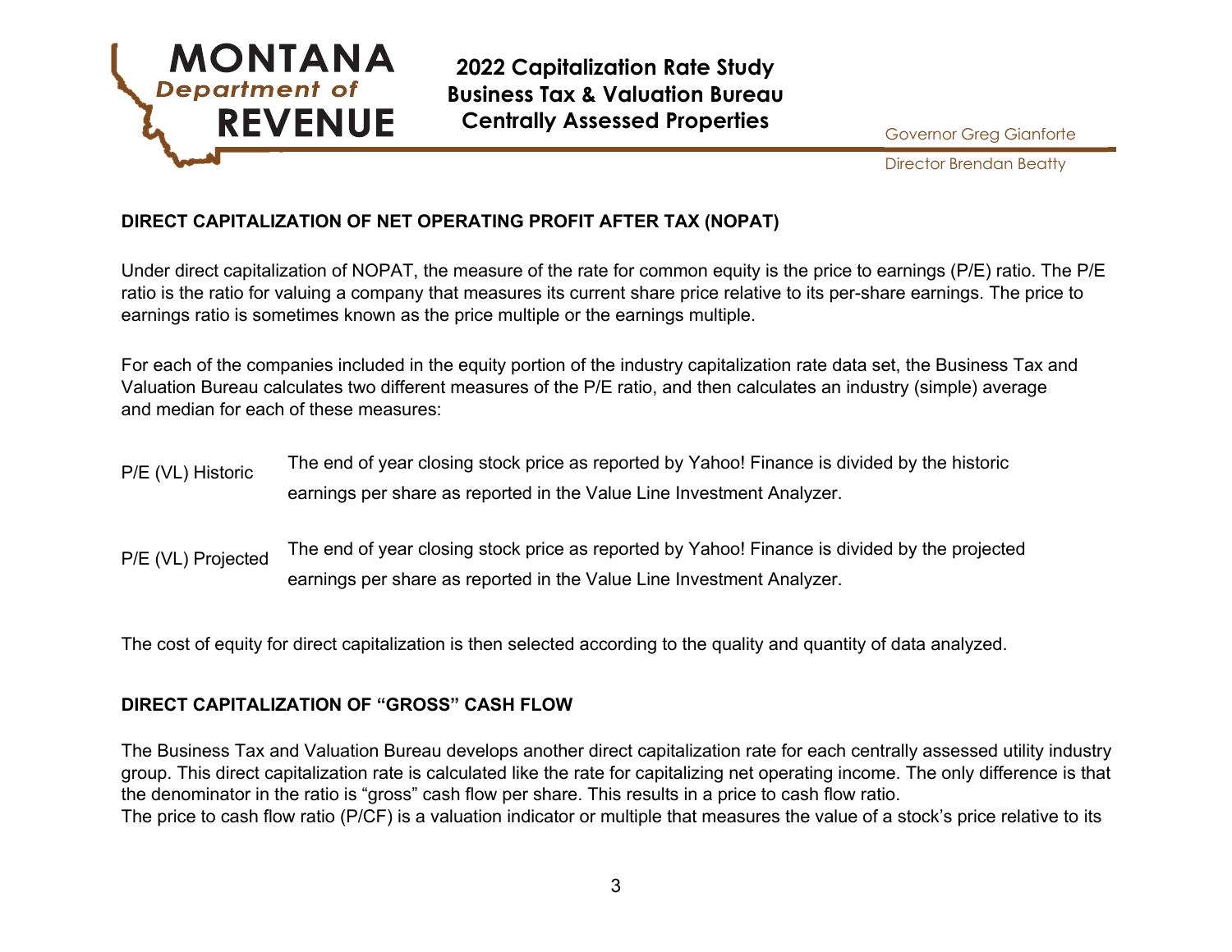## DIRECT CAPITALIZATION OF NET OPERATING PROFIT AFTER TAX (NOPAT)

Under direct capitalization of NOPAT, the measure of the rate for common equity is the price to earnings (P/E) ratio. The P/E ratio is the ratio for valuing a company that measures its current share price relative to its per-share earnings. The price to earnings ratio is sometimes known as the price multiple or the earnings multiple.

For each of the companies included in the equity portion of the industry capitalization rate data set, the Business Tax and Valuation Bureau calculates two different measures of the P/E ratio, and then calculates an industry (simple) average and median for each of these measures:

| | |
|---|---|
| P/E (VL) Historic | The end of year closing stock price as reported by Yahoo! Finance is divided by the historic earnings per share as reported in the Value Line Investment Analyzer. |
| P/E (VL) Projected | The end of year closing stock price as reported by Yahoo! Finance is divided by the projected earnings per share as reported in the Value Line Investment Analyzer. |

The cost of equity for direct capitalization is then selected according to the quality and quantity of data analyzed.

## DIRECT CAPITALIZATION OF "GROSS" CASH FLOW

The Business Tax and Valuation Bureau develops another direct capitalization rate for each centrally assessed utility industry group. This direct capitalization rate is calculated like the rate for capitalizing net operating income. The only difference is that the denominator in the ratio is "gross" cash flow per share. This results in a price to cash flow ratio.

The price to cash flow ratio (P/CF) is a valuation indicator or multiple that measures the value of a stock's price relative to its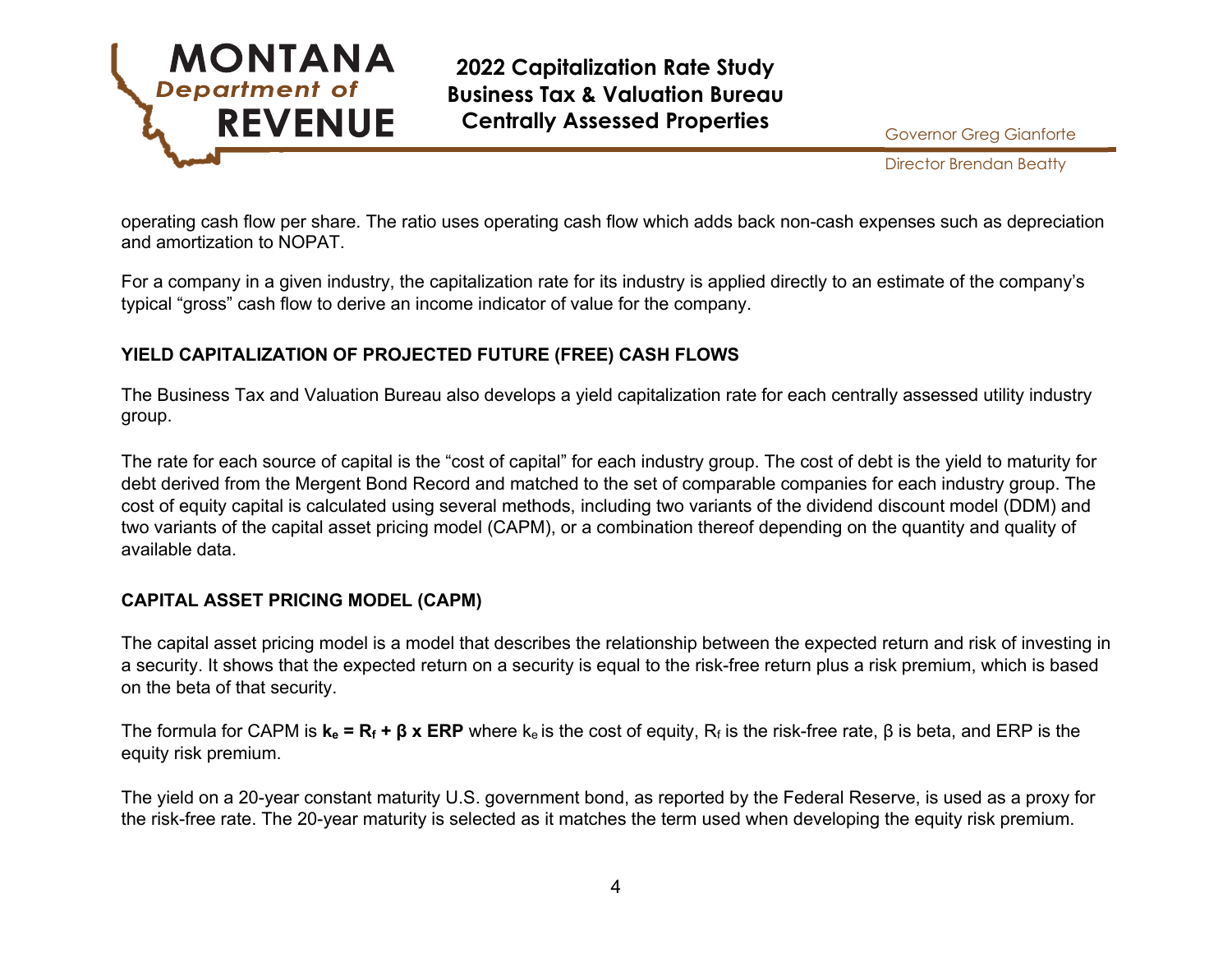operating cash flow per share. The ratio uses operating cash flow which adds back non-cash expenses such as depreciation and amortization to NOPAT.

For a company in a given industry, the capitalization rate for its industry is applied directly to an estimate of the company's typical "gross" cash flow to derive an income indicator of value for the company.

**YIELD CAPITALIZATION OF PROJECTED FUTURE (FREE) CASH FLOWS**

The Business Tax and Valuation Bureau also develops a yield capitalization rate for each centrally assessed utility industry group.

The rate for each source of capital is the "cost of capital" for each industry group. The cost of debt is the yield to maturity for debt derived from the Mergent Bond Record and matched to the set of comparable companies for each industry group. The cost of equity capital is calculated using several methods, including two variants of the dividend discount model (DDM) and two variants of the capital asset pricing model (CAPM), or a combination thereof depending on the quantity and quality of available data.

**CAPITAL ASSET PRICING MODEL (CAPM)**

The capital asset pricing model is a model that describes the relationship between the expected return and risk of investing in a security. It shows that the expected return on a security is equal to the risk-free return plus a risk premium, which is based on the beta of that security.

The formula for CAPM is $\mathbf{k_e = R_f + \beta \times ERP}$ where $k_e$ is the cost of equity, $R_f$ is the risk-free rate, $\beta$ is beta, and ERP is the equity risk premium.

The yield on a 20-year constant maturity U.S. government bond, as reported by the Federal Reserve, is used as a proxy for the risk-free rate. The 20-year maturity is selected as it matches the term used when developing the equity risk premium.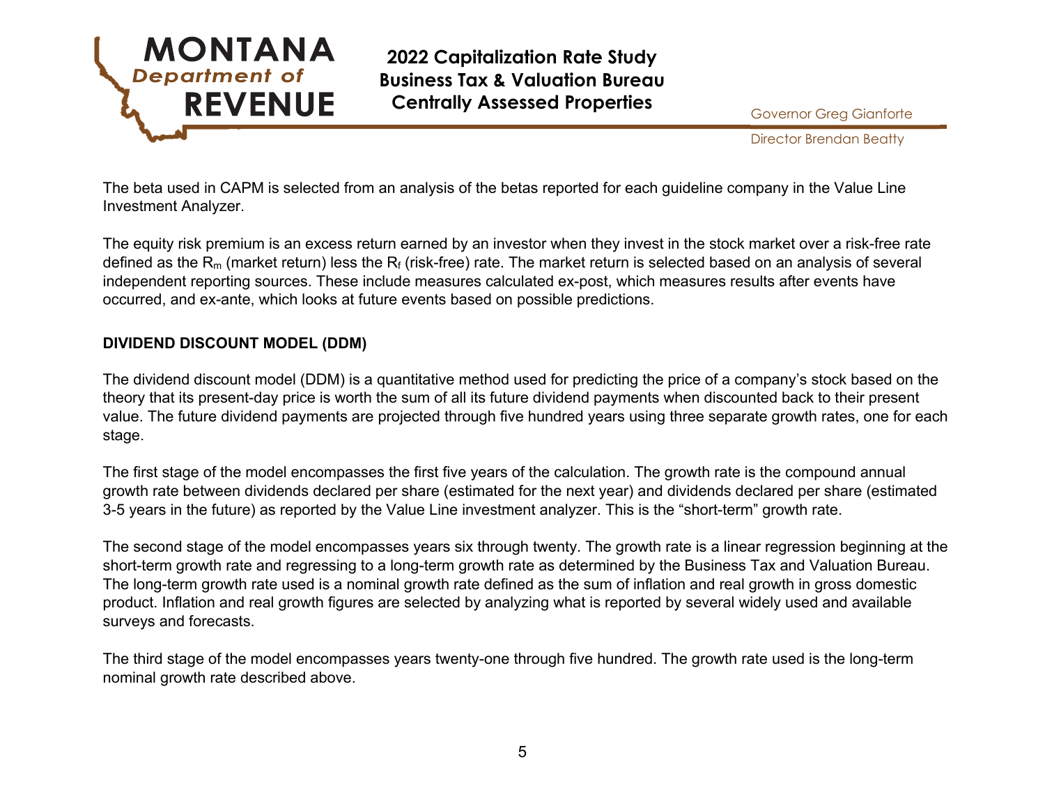The beta used in CAPM is selected from an analysis of the betas reported for each guideline company in the Value Line Investment Analyzer.

The equity risk premium is an excess return earned by an investor when they invest in the stock market over a risk-free rate defined as the $R_m$ (market return) less the $R_f$ (risk-free) rate. The market return is selected based on an analysis of several independent reporting sources. These include measures calculated ex-post, which measures results after events have occurred, and ex-ante, which looks at future events based on possible predictions.

**DIVIDEND DISCOUNT MODEL (DDM)**

The dividend discount model (DDM) is a quantitative method used for predicting the price of a company's stock based on the theory that its present-day price is worth the sum of all its future dividend payments when discounted back to their present value. The future dividend payments are projected through five hundred years using three separate growth rates, one for each stage.

The first stage of the model encompasses the first five years of the calculation. The growth rate is the compound annual growth rate between dividends declared per share (estimated for the next year) and dividends declared per share (estimated 3-5 years in the future) as reported by the Value Line investment analyzer. This is the "short-term" growth rate.

The second stage of the model encompasses years six through twenty. The growth rate is a linear regression beginning at the short-term growth rate and regressing to a long-term growth rate as determined by the Business Tax and Valuation Bureau. The long-term growth rate used is a nominal growth rate defined as the sum of inflation and real growth in gross domestic product. Inflation and real growth figures are selected by analyzing what is reported by several widely used and available surveys and forecasts.

The third stage of the model encompasses years twenty-one through five hundred. The growth rate used is the long-term nominal growth rate described above.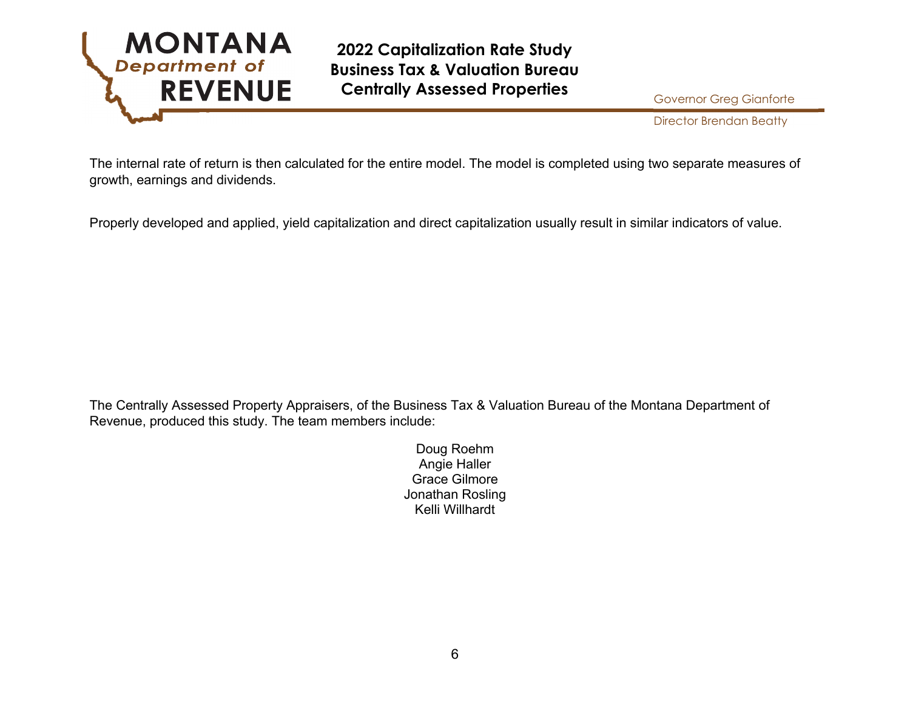The internal rate of return is then calculated for the entire model. The model is completed using two separate measures of growth, earnings and dividends.

Properly developed and applied, yield capitalization and direct capitalization usually result in similar indicators of value.

The Centrally Assessed Property Appraisers, of the Business Tax & Valuation Bureau of the Montana Department of Revenue, produced this study. The team members include:

Doug Roehm
Angie Haller
Grace Gilmore
Jonathan Rosling
Kelli Willhardt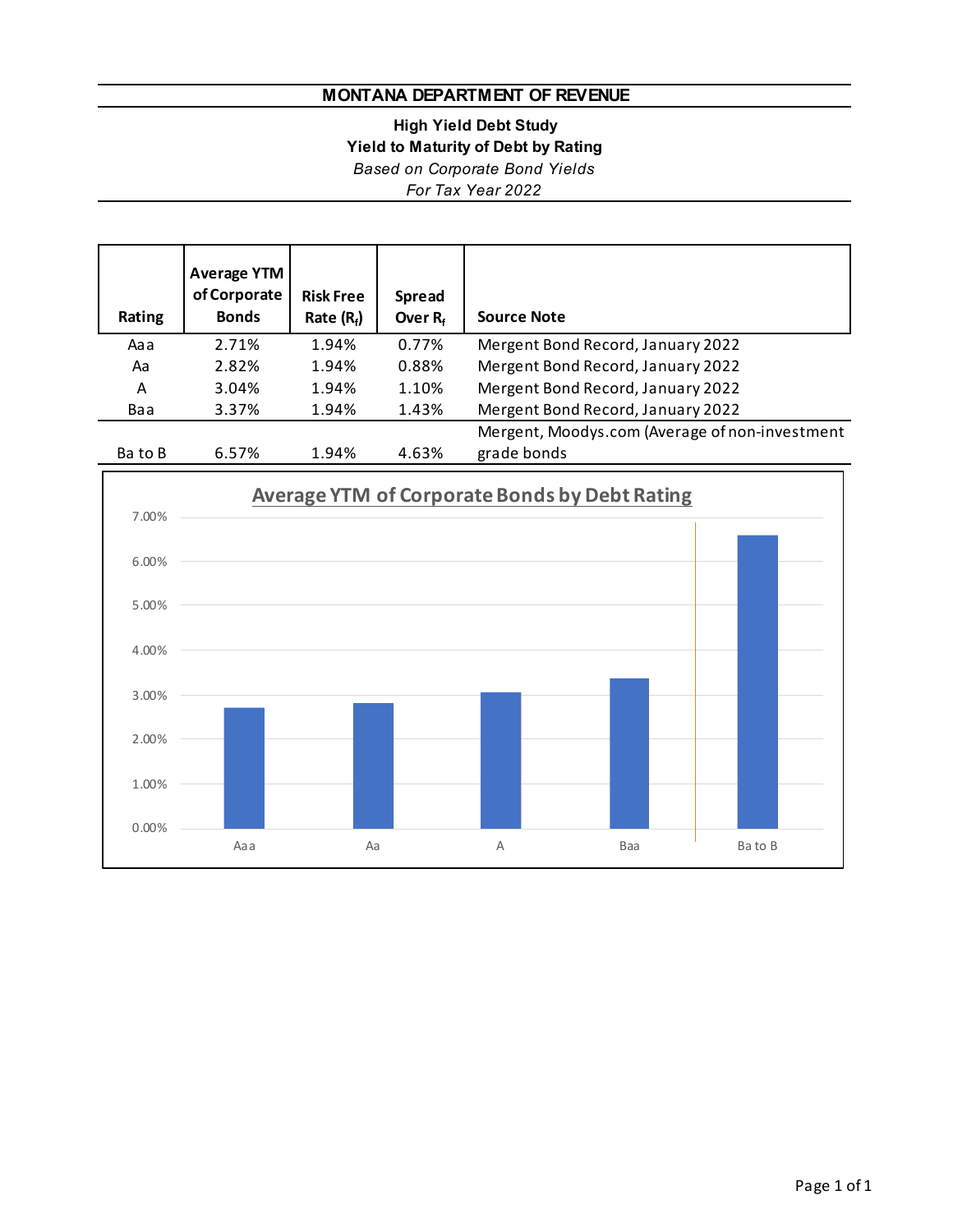# MONTANA DEPARTMENT OF REVENUE

**High Yield Debt Study**
**Yield to Maturity of Debt by Rating**
*Based on Corporate Bond Yields*
*For Tax Year 2022*

| Rating | Average YTM of Corporate Bonds | Risk Free Rate ($R_f$) | Spread Over $R_f$ | Source Note |
|---|---|---|---|---|
| Aaa | 2.71% | 1.94% | 0.77% | Mergent Bond Record, January 2022 |
| Aa | 2.82% | 1.94% | 0.88% | Mergent Bond Record, January 2022 |
| A | 3.04% | 1.94% | 1.10% | Mergent Bond Record, January 2022 |
| Baa | 3.37% | 1.94% | 1.43% | Mergent Bond Record, January 2022 |
| Ba to B | 6.57% | 1.94% | 4.63% | Mergent, Moodys.com (Average of non-investment grade bonds |

**Average YTM of Corporate Bonds by Debt Rating**

| Rating | Average YTM |
|---|---|
| Aaa | 2.71% |
| Aa | 2.82% |
| A | 3.04% |
| Baa | 3.37% |
| Ba to B | 6.57% |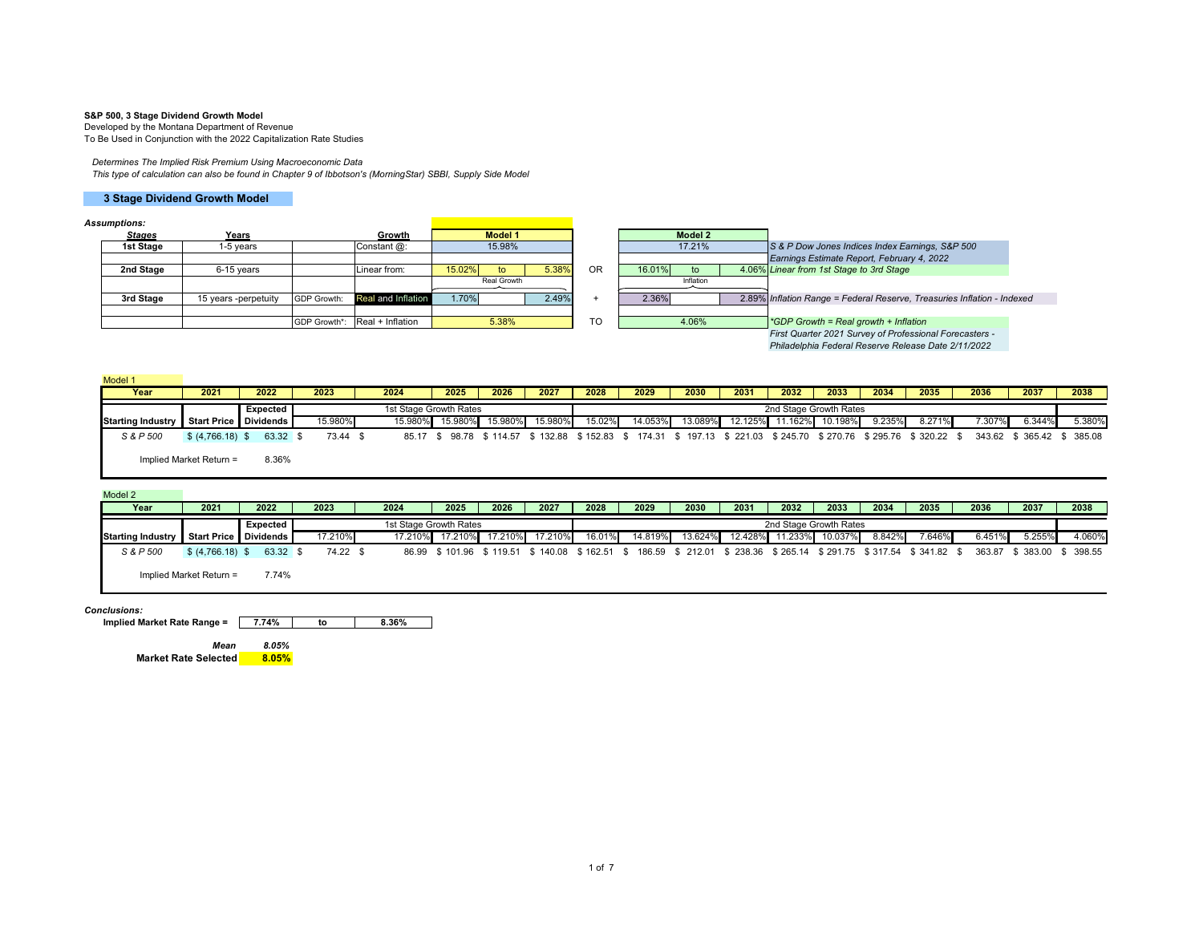**S&P 500, 3 Stage Dividend Growth Model**
Developed by the Montana Department of Revenue
To Be Used in Conjunction with the 2022 Capitalization Rate Studies

*Determines The Implied Risk Premium Using Macroeconomic Data*
*This type of calculation can also be found in Chapter 9 of Ibbotson's (MorningStar) SBBI, Supply Side Model*

## 3 Stage Dividend Growth Model

***Assumptions:***

| Stages | Years | | Growth | Model 1 | | | | Model 2 | | | |
|---|---|---|---|---|---|---|---|---|---|---|---|
| **1st Stage** | 1-5 years | | Constant @: | 15.98% | | | | 17.21% | | | *S & P Dow Jones Indices Index Earnings, S&P 500 Earnings Estimate Report, February 4, 2022* |
| **2nd Stage** | 6-15 years | | Linear from: | 15.02% | to | 5.38% | OR | 16.01% | to | 4.06% | *Linear from 1st Stage to 3rd Stage* |
| | | | | | Real Growth | | | | Inflation | | |
| **3rd Stage** | 15 years -perpetuity | GDP Growth: | Real and Inflation | 1.70% | | 2.49% | + | 2.36% | | 2.89% | *Inflation Range = Federal Reserve, Treasuries Inflation - Indexed* |
| | | GDP Growth*: | Real + Inflation | 5.38% | | | TO | 4.06% | | | *\*GDP Growth = Real growth + Inflation First Quarter 2021 Survey of Professional Forecasters - Philadelphia Federal Reserve Release Date 2/11/2022* |

Model 1

| Year | 2021 | 2022 | 2023 | 2024 | 2025 | 2026 | 2027 | 2028 | 2029 | 2030 | 2031 | 2032 | 2033 | 2034 | 2035 | 2036 | 2037 | 2038 |
|---|---|---|---|---|---|---|---|---|---|---|---|---|---|---|---|---|---|---|
| | | Expected | | 1st Stage Growth Rates | | | | | | | | 2nd Stage Growth Rates | | | | | | |
| Starting Industry | Start Price | Dividends | 15.980% | 15.980% | 15.980% | 15.980% | 15.980% | 15.02% | 14.053% | 13.089% | 12.125% | 11.162% | 10.198% | 9.235% | 8.271% | 7.307% | 6.344% | 5.380% |
| *S & P 500* | $ (4,766.18) | $ 63.32 | $ 73.44 | $ 85.17 | $ 98.78 | $ 114.57 | $ 132.88 | $ 152.83 | $ 174.31 | $ 197.13 | $ 221.03 | $ 245.70 | $ 270.76 | $ 295.76 | $ 320.22 | $ 343.62 | $ 365.42 | $ 385.08 |
| Implied Market Return = | | 8.36% | | | | | | | | | | | | | | | | |

Model 2

| Year | 2021 | 2022 | 2023 | 2024 | 2025 | 2026 | 2027 | 2028 | 2029 | 2030 | 2031 | 2032 | 2033 | 2034 | 2035 | 2036 | 2037 | 2038 |
|---|---|---|---|---|---|---|---|---|---|---|---|---|---|---|---|---|---|---|
| | | Expected | | 1st Stage Growth Rates | | | | | | | | 2nd Stage Growth Rates | | | | | | |
| Starting Industry | Start Price | Dividends | 17.210% | 17.210% | 17.210% | 17.210% | 17.210% | 16.01% | 14.819% | 13.624% | 12.428% | 11.233% | 10.037% | 8.842% | 7.646% | 6.451% | 5.255% | 4.060% |
| *S & P 500* | $ (4,766.18) | $ 63.32 | $ 74.22 | $ 86.99 | $ 101.96 | $ 119.51 | $ 140.08 | $ 162.51 | $ 186.59 | $ 212.01 | $ 238.36 | $ 265.14 | $ 291.75 | $ 317.54 | $ 341.82 | $ 363.87 | $ 383.00 | $ 398.55 |
| Implied Market Return = | | 7.74% | | | | | | | | | | | | | | | | |

***Conclusions:***

**Implied Market Rate Range =** 7.74% to 8.36%

***Mean*** *8.05%*
**Market Rate Selected** **8.05%**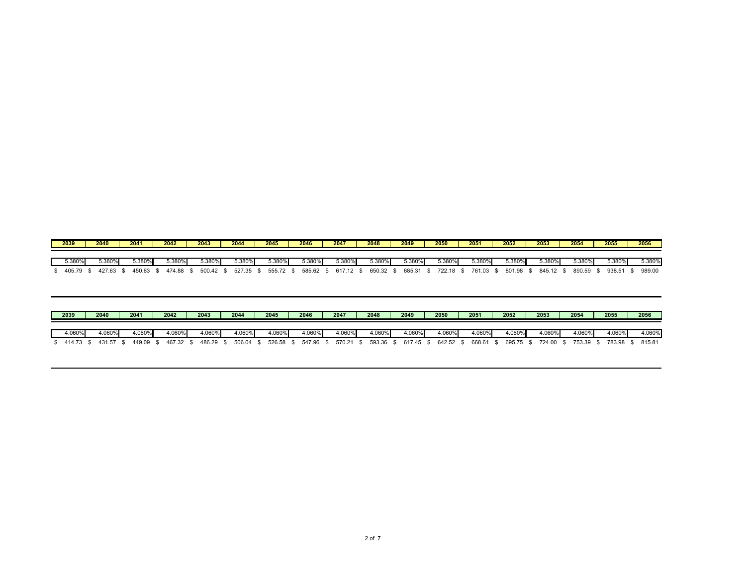| 2039 | 2040 | 2041 | 2042 | 2043 | 2044 | 2045 | 2046 | 2047 | 2048 | 2049 | 2050 | 2051 | 2052 | 2053 | 2054 | 2055 | 2056 |
|---|---|---|---|---|---|---|---|---|---|---|---|---|---|---|---|---|---|
| 5.380% | 5.380% | 5.380% | 5.380% | 5.380% | 5.380% | 5.380% | 5.380% | 5.380% | 5.380% | 5.380% | 5.380% | 5.380% | 5.380% | 5.380% | 5.380% | 5.380% | 5.380% |
| $ 405.79 | $ 427.63 | $ 450.63 | $ 474.88 | $ 500.42 | $ 527.35 | $ 555.72 | $ 585.62 | $ 617.12 | $ 650.32 | $ 685.31 | $ 722.18 | $ 761.03 | $ 801.98 | $ 845.12 | $ 890.59 | $ 938.51 | $ 989.00 |

| 2039 | 2040 | 2041 | 2042 | 2043 | 2044 | 2045 | 2046 | 2047 | 2048 | 2049 | 2050 | 2051 | 2052 | 2053 | 2054 | 2055 | 2056 |
|---|---|---|---|---|---|---|---|---|---|---|---|---|---|---|---|---|---|
| 4.060% | 4.060% | 4.060% | 4.060% | 4.060% | 4.060% | 4.060% | 4.060% | 4.060% | 4.060% | 4.060% | 4.060% | 4.060% | 4.060% | 4.060% | 4.060% | 4.060% | 4.060% |
| $ 414.73 | $ 431.57 | $ 449.09 | $ 467.32 | $ 486.29 | $ 506.04 | $ 526.58 | $ 547.96 | $ 570.21 | $ 593.36 | $ 617.45 | $ 642.52 | $ 668.61 | $ 695.75 | $ 724.00 | $ 753.39 | $ 783.98 | $ 815.81 |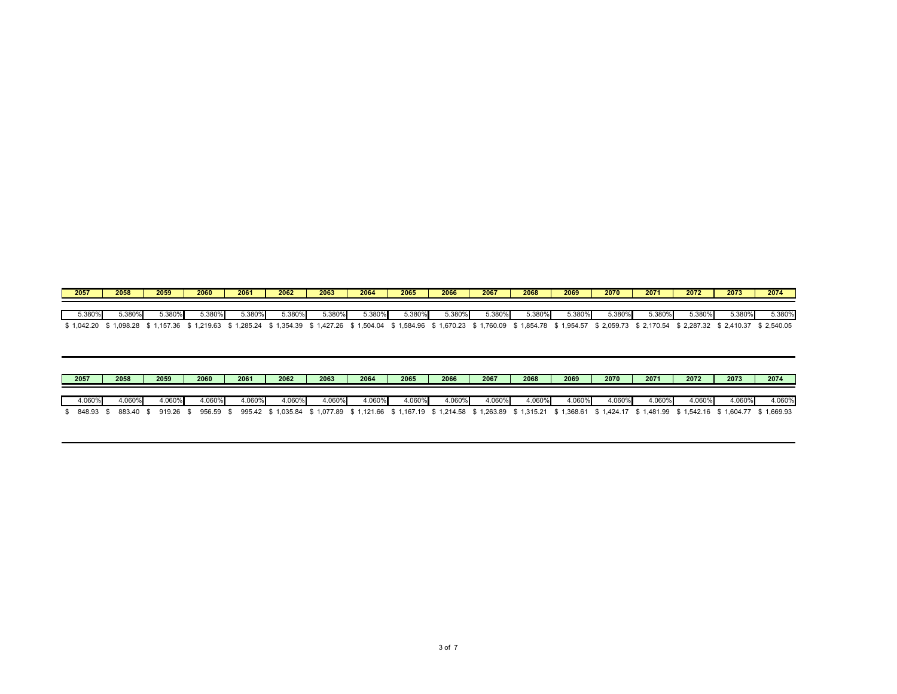| 2057 | 2058 | 2059 | 2060 | 2061 | 2062 | 2063 | 2064 | 2065 | 2066 | 2067 | 2068 | 2069 | 2070 | 2071 | 2072 | 2073 | 2074 |
|---|---|---|---|---|---|---|---|---|---|---|---|---|---|---|---|---|---|
| 5.380% | 5.380% | 5.380% | 5.380% | 5.380% | 5.380% | 5.380% | 5.380% | 5.380% | 5.380% | 5.380% | 5.380% | 5.380% | 5.380% | 5.380% | 5.380% | 5.380% | 5.380% |
| $ 1,042.20 | $ 1,098.28 | $ 1,157.36 | $ 1,219.63 | $ 1,285.24 | $ 1,354.39 | $ 1,427.26 | $ 1,504.04 | $ 1,584.96 | $ 1,670.23 | $ 1,760.09 | $ 1,854.78 | $ 1,954.57 | $ 2,059.73 | $ 2,170.54 | $ 2,287.32 | $ 2,410.37 | $ 2,540.05 |

| 2057 | 2058 | 2059 | 2060 | 2061 | 2062 | 2063 | 2064 | 2065 | 2066 | 2067 | 2068 | 2069 | 2070 | 2071 | 2072 | 2073 | 2074 |
|---|---|---|---|---|---|---|---|---|---|---|---|---|---|---|---|---|---|
| 4.060% | 4.060% | 4.060% | 4.060% | 4.060% | 4.060% | 4.060% | 4.060% | 4.060% | 4.060% | 4.060% | 4.060% | 4.060% | 4.060% | 4.060% | 4.060% | 4.060% | 4.060% |
| $ 848.93 | $ 883.40 | $ 919.26 | $ 956.59 | $ 995.42 | $ 1,035.84 | $ 1,077.89 | $ 1,121.66 | $ 1,167.19 | $ 1,214.58 | $ 1,263.89 | $ 1,315.21 | $ 1,368.61 | $ 1,424.17 | $ 1,481.99 | $ 1,542.16 | $ 1,604.77 | $ 1,669.93 |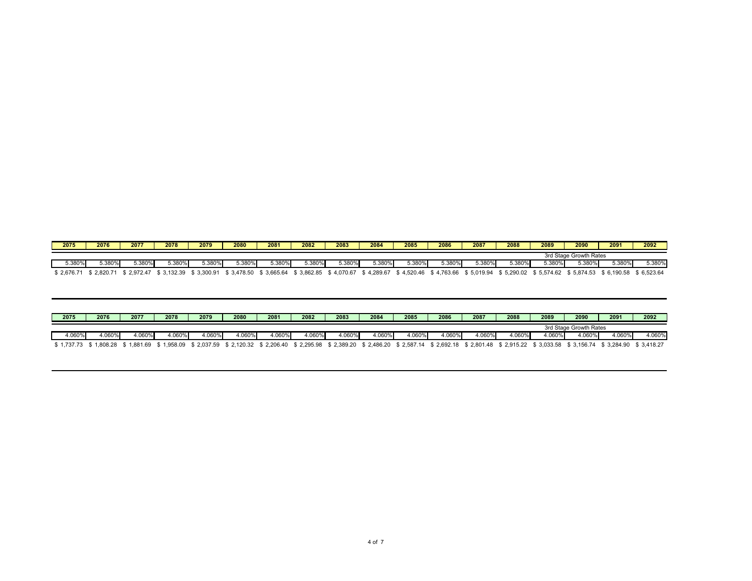| 2075 | 2076 | 2077 | 2078 | 2079 | 2080 | 2081 | 2082 | 2083 | 2084 | 2085 | 2086 | 2087 | 2088 | 2089 | 2090 | 2091 | 2092 |
|---|---|---|---|---|---|---|---|---|---|---|---|---|---|---|---|---|---|
| | | | | | | | | | | | | | | | 3rd Stage Growth Rates | | |
| 5.380% | 5.380% | 5.380% | 5.380% | 5.380% | 5.380% | 5.380% | 5.380% | 5.380% | 5.380% | 5.380% | 5.380% | 5.380% | 5.380% | 5.380% | 5.380% | 5.380% | 5.380% |
| $ 2,676.71 | $ 2,820.71 | $ 2,972.47 | $ 3,132.39 | $ 3,300.91 | $ 3,478.50 | $ 3,665.64 | $ 3,862.85 | $ 4,070.67 | $ 4,289.67 | $ 4,520.46 | $ 4,763.66 | $ 5,019.94 | $ 5,290.02 | $ 5,574.62 | $ 5,874.53 | $ 6,190.58 | $ 6,523.64 |

| 2075 | 2076 | 2077 | 2078 | 2079 | 2080 | 2081 | 2082 | 2083 | 2084 | 2085 | 2086 | 2087 | 2088 | 2089 | 2090 | 2091 | 2092 |
|---|---|---|---|---|---|---|---|---|---|---|---|---|---|---|---|---|---|
| | | | | | | | | | | | | | | | 3rd Stage Growth Rates | | |
| 4.060% | 4.060% | 4.060% | 4.060% | 4.060% | 4.060% | 4.060% | 4.060% | 4.060% | 4.060% | 4.060% | 4.060% | 4.060% | 4.060% | 4.060% | 4.060% | 4.060% | 4.060% |
| $ 1,737.73 | $ 1,808.28 | $ 1,881.69 | $ 1,958.09 | $ 2,037.59 | $ 2,120.32 | $ 2,206.40 | $ 2,295.98 | $ 2,389.20 | $ 2,486.20 | $ 2,587.14 | $ 2,692.18 | $ 2,801.48 | $ 2,915.22 | $ 3,033.58 | $ 3,156.74 | $ 3,284.90 | $ 3,418.27 |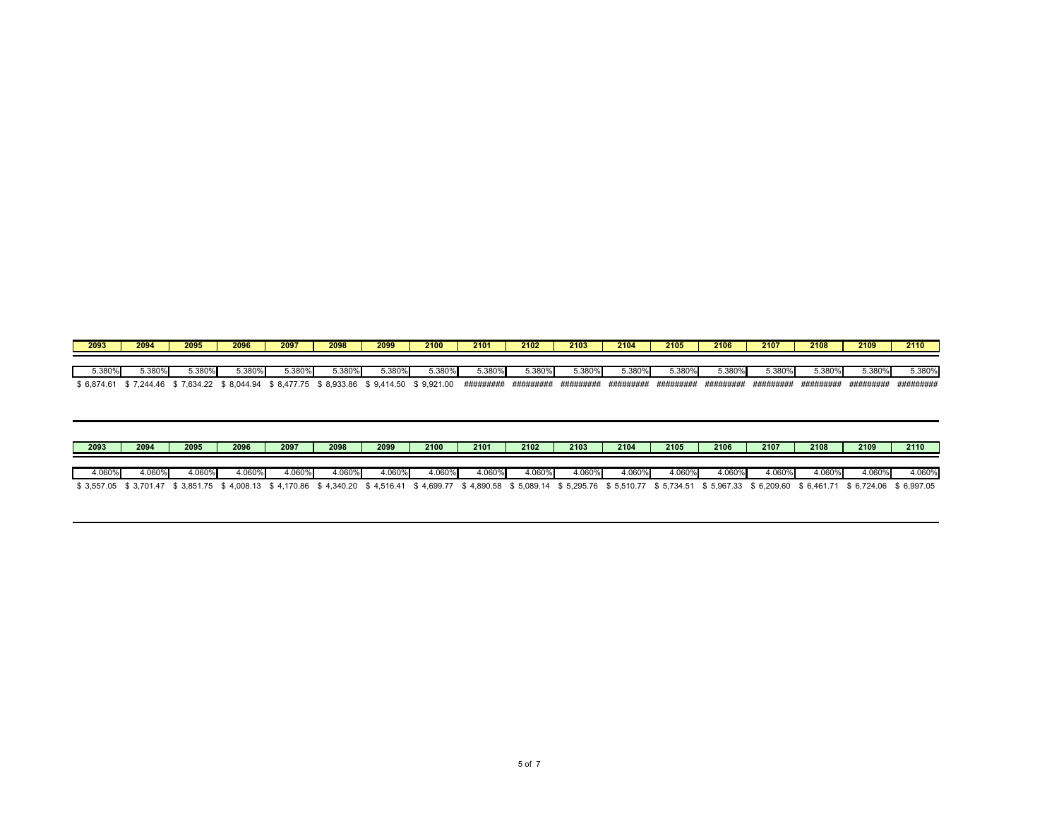| 2093 | 2094 | 2095 | 2096 | 2097 | 2098 | 2099 | 2100 | 2101 | 2102 | 2103 | 2104 | 2105 | 2106 | 2107 | 2108 | 2109 | 2110 |
|---|---|---|---|---|---|---|---|---|---|---|---|---|---|---|---|---|---|
| 5.380% | 5.380% | 5.380% | 5.380% | 5.380% | 5.380% | 5.380% | 5.380% | 5.380% | 5.380% | 5.380% | 5.380% | 5.380% | 5.380% | 5.380% | 5.380% | 5.380% | 5.380% |
| $ 6,874.61 | $ 7,244.46 | $ 7,634.22 | $ 8,044.94 | $ 8,477.75 | $ 8,933.86 | $ 9,414.50 | $ 9,921.00 | ######### | ######### | ######### | ######### | ######### | ######### | ######### | ######### | ######### | ######### |

| 2093 | 2094 | 2095 | 2096 | 2097 | 2098 | 2099 | 2100 | 2101 | 2102 | 2103 | 2104 | 2105 | 2106 | 2107 | 2108 | 2109 | 2110 |
|---|---|---|---|---|---|---|---|---|---|---|---|---|---|---|---|---|---|
| 4.060% | 4.060% | 4.060% | 4.060% | 4.060% | 4.060% | 4.060% | 4.060% | 4.060% | 4.060% | 4.060% | 4.060% | 4.060% | 4.060% | 4.060% | 4.060% | 4.060% | 4.060% |
| $ 3,557.05 | $ 3,701.47 | $ 3,851.75 | $ 4,008.13 | $ 4,170.86 | $ 4,340.20 | $ 4,516.41 | $ 4,699.77 | $ 4,890.58 | $ 5,089.14 | $ 5,295.76 | $ 5,510.77 | $ 5,734.51 | $ 5,967.33 | $ 6,209.60 | $ 6,461.71 | $ 6,724.06 | $ 6,997.05 |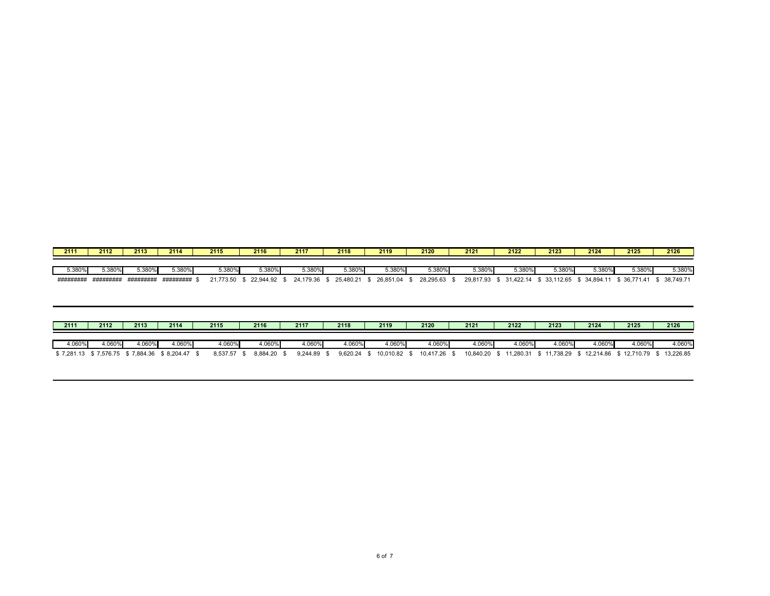| 2111 | 2112 | 2113 | 2114 | 2115 | 2116 | 2117 | 2118 | 2119 | 2120 | 2121 | 2122 | 2123 | 2124 | 2125 | 2126 |
|---|---|---|---|---|---|---|---|---|---|---|---|---|---|---|---|
| 5.380% | 5.380% | 5.380% | 5.380% | 5.380% | 5.380% | 5.380% | 5.380% | 5.380% | 5.380% | 5.380% | 5.380% | 5.380% | 5.380% | 5.380% | 5.380% |
| ######### | ######### | ######### | ######### | $ 21,773.50 | $ 22,944.92 | $ 24,179.36 | $ 25,480.21 | $ 26,851.04 | $ 28,295.63 | $ 29,817.93 | $ 31,422.14 | $ 33,112.65 | $ 34,894.11 | $ 36,771.41 | $ 38,749.71 |

| 2111 | 2112 | 2113 | 2114 | 2115 | 2116 | 2117 | 2118 | 2119 | 2120 | 2121 | 2122 | 2123 | 2124 | 2125 | 2126 |
|---|---|---|---|---|---|---|---|---|---|---|---|---|---|---|---|
| 4.060% | 4.060% | 4.060% | 4.060% | 4.060% | 4.060% | 4.060% | 4.060% | 4.060% | 4.060% | 4.060% | 4.060% | 4.060% | 4.060% | 4.060% | 4.060% |
| $ 7,281.13 | $ 7,576.75 | $ 7,884.36 | $ 8,204.47 | $ 8,537.57 | $ 8,884.20 | $ 9,244.89 | $ 9,620.24 | $ 10,010.82 | $ 10,417.26 | $ 10,840.20 | $ 11,280.31 | $ 11,738.29 | $ 12,214.86 | $ 12,710.79 | $ 13,226.85 |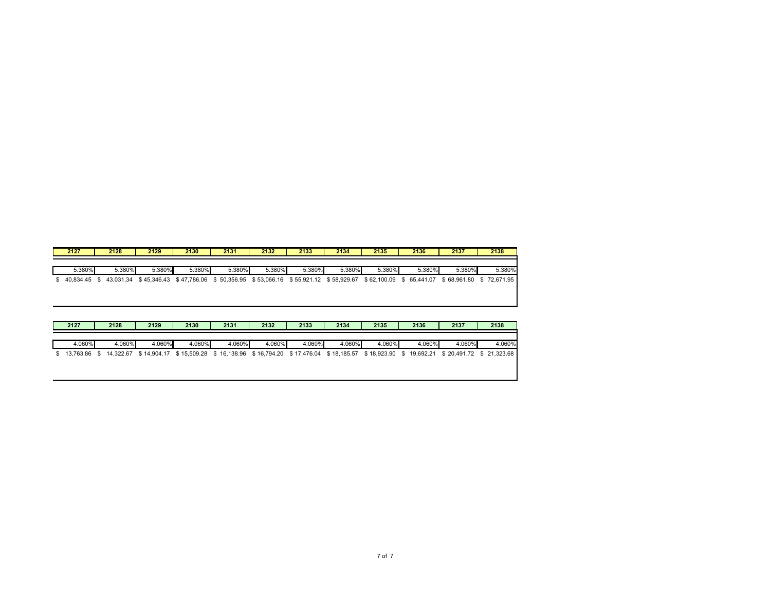| 2127 | 2128 | 2129 | 2130 | 2131 | 2132 | 2133 | 2134 | 2135 | 2136 | 2137 | 2138 |
|---|---|---|---|---|---|---|---|---|---|---|---|
| 5.380% | 5.380% | 5.380% | 5.380% | 5.380% | 5.380% | 5.380% | 5.380% | 5.380% | 5.380% | 5.380% | 5.380% |
| $ 40,834.45 | $ 43,031.34 | $ 45,346.43 | $ 47,786.06 | $ 50,356.95 | $ 53,066.16 | $ 55,921.12 | $ 58,929.67 | $ 62,100.09 | $ 65,441.07 | $ 68,961.80 | $ 72,671.95 |

| 2127 | 2128 | 2129 | 2130 | 2131 | 2132 | 2133 | 2134 | 2135 | 2136 | 2137 | 2138 |
|---|---|---|---|---|---|---|---|---|---|---|---|
| 4.060% | 4.060% | 4.060% | 4.060% | 4.060% | 4.060% | 4.060% | 4.060% | 4.060% | 4.060% | 4.060% | 4.060% |
| $ 13,763.86 | $ 14,322.67 | $ 14,904.17 | $ 15,509.28 | $ 16,138.96 | $ 16,794.20 | $ 17,476.04 | $ 18,185.57 | $ 18,923.90 | $ 19,692.21 | $ 20,491.72 | $ 21,323.68 |